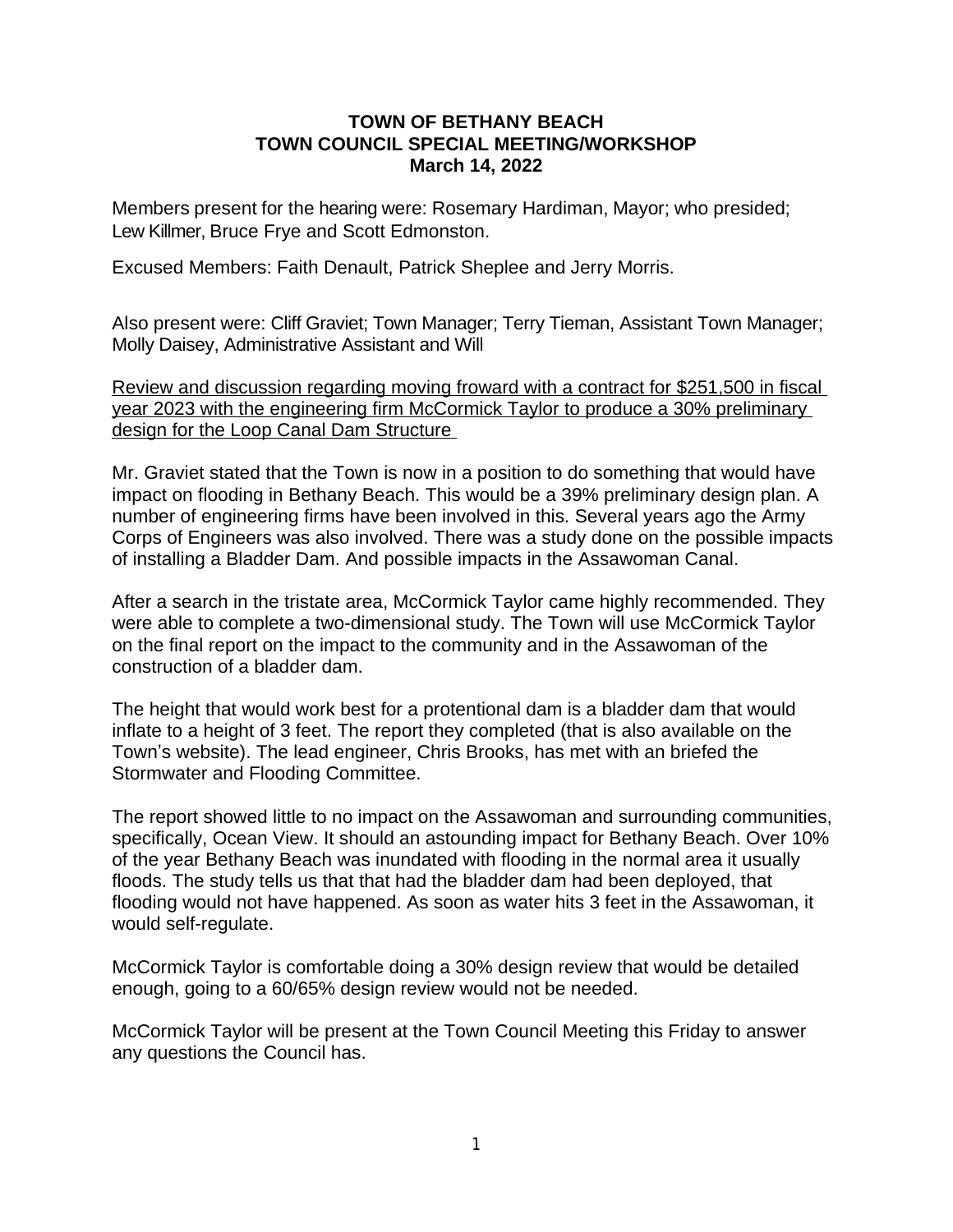**TOWN OF BETHANY BEACH**
**TOWN COUNCIL SPECIAL MEETING/WORKSHOP**
**March 14, 2022**

Members present for the hearing were: Rosemary Hardiman, Mayor; who presided; Lew Killmer, Bruce Frye and Scott Edmonston.

Excused Members: Faith Denault, Patrick Sheplee and Jerry Morris.

Also present were: Cliff Graviet; Town Manager; Terry Tieman, Assistant Town Manager; Molly Daisey, Administrative Assistant and Will

<u>Review and discussion regarding moving froward with a contract for $251,500 in fiscal year 2023 with the engineering firm McCormick Taylor to produce a 30% preliminary design for the Loop Canal Dam Structure</u>

Mr. Graviet stated that the Town is now in a position to do something that would have impact on flooding in Bethany Beach. This would be a 39% preliminary design plan. A number of engineering firms have been involved in this. Several years ago the Army Corps of Engineers was also involved. There was a study done on the possible impacts of installing a Bladder Dam. And possible impacts in the Assawoman Canal.

After a search in the tristate area, McCormick Taylor came highly recommended. They were able to complete a two-dimensional study. The Town will use McCormick Taylor on the final report on the impact to the community and in the Assawoman of the construction of a bladder dam.

The height that would work best for a protentional dam is a bladder dam that would inflate to a height of 3 feet. The report they completed (that is also available on the Town's website). The lead engineer, Chris Brooks, has met with an briefed the Stormwater and Flooding Committee.

The report showed little to no impact on the Assawoman and surrounding communities, specifically, Ocean View. It should an astounding impact for Bethany Beach. Over 10% of the year Bethany Beach was inundated with flooding in the normal area it usually floods. The study tells us that that had the bladder dam had been deployed, that flooding would not have happened. As soon as water hits 3 feet in the Assawoman, it would self-regulate.

McCormick Taylor is comfortable doing a 30% design review that would be detailed enough, going to a 60/65% design review would not be needed.

McCormick Taylor will be present at the Town Council Meeting this Friday to answer any questions the Council has.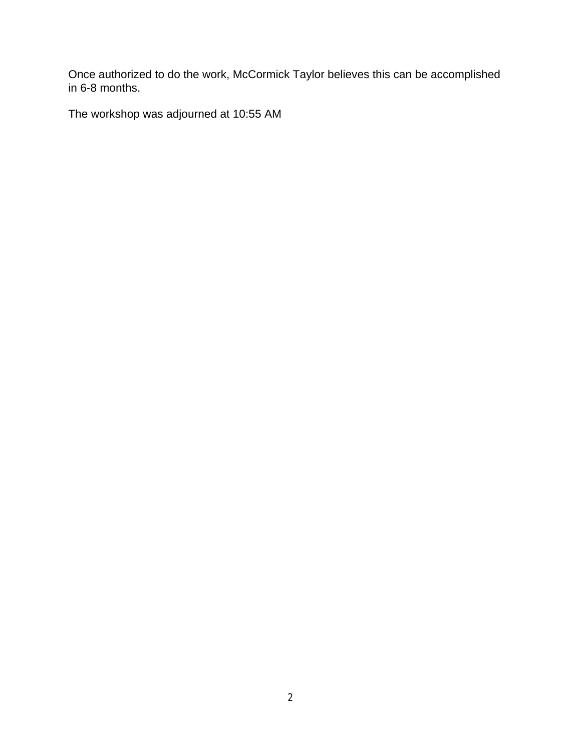Once authorized to do the work, McCormick Taylor believes this can be accomplished in 6-8 months.

The workshop was adjourned at 10:55 AM